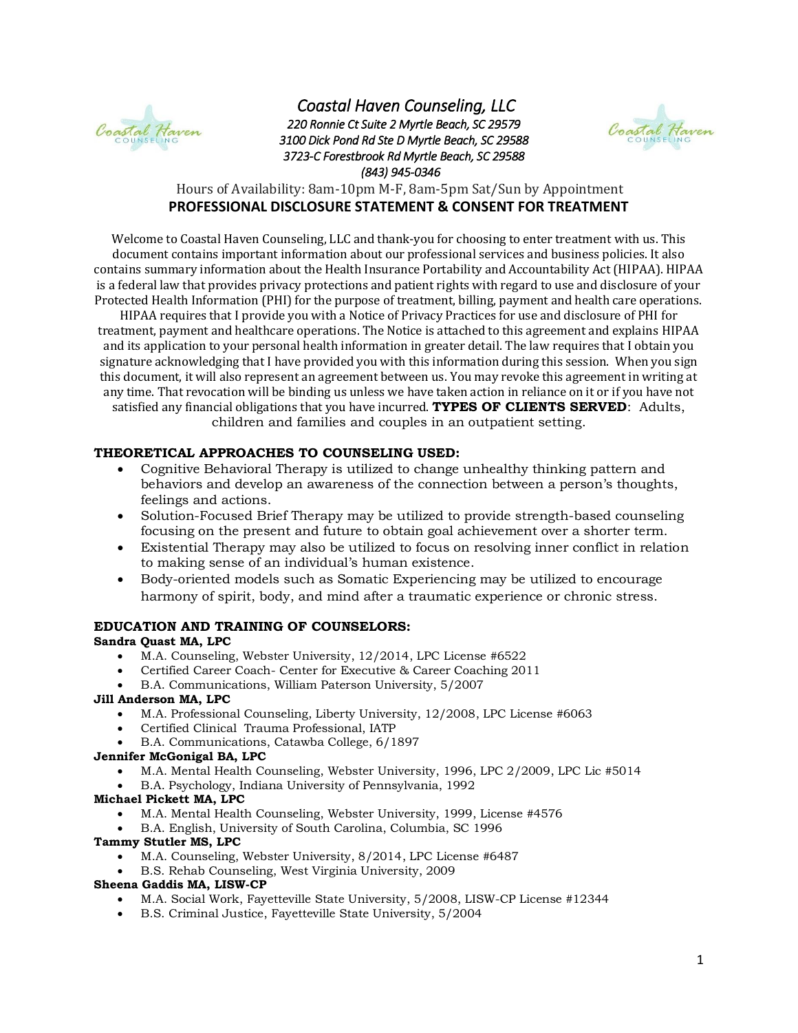# *Coastal Haven Counseling, LLC*

*220 Ronnie Ct Suite 2 Myrtle Beach, SC 29579*
*3100 Dick Pond Rd Ste D Myrtle Beach, SC 29588*
*3723-C Forestbrook Rd Myrtle Beach, SC 29588*
*(843) 945-0346*

Hours of Availability: 8am-10pm M-F, 8am-5pm Sat/Sun by Appointment

## PROFESSIONAL DISCLOSURE STATEMENT & CONSENT FOR TREATMENT

Welcome to Coastal Haven Counseling, LLC and thank-you for choosing to enter treatment with us. This document contains important information about our professional services and business policies. It also contains summary information about the Health Insurance Portability and Accountability Act (HIPAA). HIPAA is a federal law that provides privacy protections and patient rights with regard to use and disclosure of your Protected Health Information (PHI) for the purpose of treatment, billing, payment and health care operations. HIPAA requires that I provide you with a Notice of Privacy Practices for use and disclosure of PHI for treatment, payment and healthcare operations. The Notice is attached to this agreement and explains HIPAA and its application to your personal health information in greater detail. The law requires that I obtain you signature acknowledging that I have provided you with this information during this session. When you sign this document, it will also represent an agreement between us. You may revoke this agreement in writing at any time. That revocation will be binding us unless we have taken action in reliance on it or if you have not satisfied any financial obligations that you have incurred. **TYPES OF CLIENTS SERVED**: Adults, children and families and couples in an outpatient setting.

### THEORETICAL APPROACHES TO COUNSELING USED:

- Cognitive Behavioral Therapy is utilized to change unhealthy thinking pattern and behaviors and develop an awareness of the connection between a person's thoughts, feelings and actions.
- Solution-Focused Brief Therapy may be utilized to provide strength-based counseling focusing on the present and future to obtain goal achievement over a shorter term.
- Existential Therapy may also be utilized to focus on resolving inner conflict in relation to making sense of an individual's human existence.
- Body-oriented models such as Somatic Experiencing may be utilized to encourage harmony of spirit, body, and mind after a traumatic experience or chronic stress.

### EDUCATION AND TRAINING OF COUNSELORS:

**Sandra Quast MA, LPC**

- M.A. Counseling, Webster University, 12/2014, LPC License #6522
- Certified Career Coach- Center for Executive & Career Coaching 2011
- B.A. Communications, William Paterson University, 5/2007

**Jill Anderson MA, LPC**

- M.A. Professional Counseling, Liberty University, 12/2008, LPC License #6063
- Certified Clinical Trauma Professional, IATP
- B.A. Communications, Catawba College, 6/1897

**Jennifer McGonigal BA, LPC**

- M.A. Mental Health Counseling, Webster University, 1996, LPC 2/2009, LPC Lic #5014
- B.A. Psychology, Indiana University of Pennsylvania, 1992

**Michael Pickett MA, LPC**

- M.A. Mental Health Counseling, Webster University, 1999, License #4576
- B.A. English, University of South Carolina, Columbia, SC 1996

**Tammy Stutler MS, LPC**

- M.A. Counseling, Webster University, 8/2014, LPC License #6487
- B.S. Rehab Counseling, West Virginia University, 2009

**Sheena Gaddis MA, LISW-CP**

- M.A. Social Work, Fayetteville State University, 5/2008, LISW-CP License #12344
- B.S. Criminal Justice, Fayetteville State University, 5/2004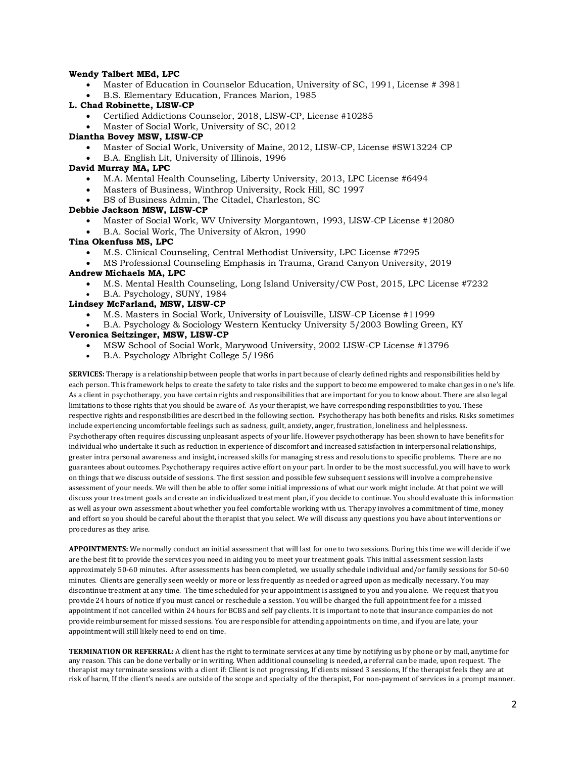**Wendy Talbert MEd, LPC**

- Master of Education in Counselor Education, University of SC, 1991, License # 3981
- B.S. Elementary Education, Frances Marion, 1985

**L. Chad Robinette, LISW-CP**

- Certified Addictions Counselor, 2018, LISW-CP, License #10285
- Master of Social Work, University of SC, 2012

**Diantha Bovey MSW, LISW-CP**

- Master of Social Work, University of Maine, 2012, LISW-CP, License #SW13224 CP
- B.A. English Lit, University of Illinois, 1996

**David Murray MA, LPC**

- M.A. Mental Health Counseling, Liberty University, 2013, LPC License #6494
- Masters of Business, Winthrop University, Rock Hill, SC 1997
- BS of Business Admin, The Citadel, Charleston, SC

**Debbie Jackson MSW, LISW-CP**

- Master of Social Work, WV University Morgantown, 1993, LISW-CP License #12080
- B.A. Social Work, The University of Akron, 1990

**Tina Okenfuss MS, LPC**

- M.S. Clinical Counseling, Central Methodist University, LPC License #7295
- MS Professional Counseling Emphasis in Trauma, Grand Canyon University, 2019

**Andrew Michaels MA, LPC**

- M.S. Mental Health Counseling, Long Island University/CW Post, 2015, LPC License #7232
- B.A. Psychology, SUNY, 1984

**Lindsey McFarland, MSW, LISW-CP**

- M.S. Masters in Social Work, University of Louisville, LISW-CP License #11999
- B.A. Psychology & Sociology Western Kentucky University 5/2003 Bowling Green, KY

**Veronica Seitzinger, MSW, LISW-CP**

- MSW School of Social Work, Marywood University, 2002 LISW-CP License #13796
- B.A. Psychology Albright College 5/1986

**SERVICES:** Therapy is a relationship between people that works in part because of clearly defined rights and responsibilities held by each person. This framework helps to create the safety to take risks and the support to become empowered to make changes in one's life. As a client in psychotherapy, you have certain rights and responsibilities that are important for you to know about. There are also legal limitations to those rights that you should be aware of. As your therapist, we have corresponding responsibilities to you. These respective rights and responsibilities are described in the following section. Psychotherapy has both benefits and risks. Risks sometimes include experiencing uncomfortable feelings such as sadness, guilt, anxiety, anger, frustration, loneliness and helplessness. Psychotherapy often requires discussing unpleasant aspects of your life. However psychotherapy has been shown to have benefits for individual who undertake it such as reduction in experience of discomfort and increased satisfaction in interpersonal relationships, greater intra personal awareness and insight, increased skills for managing stress and resolutions to specific problems. There are no guarantees about outcomes. Psychotherapy requires active effort on your part. In order to be the most successful, you will have to work on things that we discuss outside of sessions. The first session and possible few subsequent sessions will involve a comprehensive assessment of your needs. We will then be able to offer some initial impressions of what our work might include. At that point we will discuss your treatment goals and create an individualized treatment plan, if you decide to continue. You should evaluate this information as well as your own assessment about whether you feel comfortable working with us. Therapy involves a commitment of time, money and effort so you should be careful about the therapist that you select. We will discuss any questions you have about interventions or procedures as they arise.

**APPOINTMENTS:** We normally conduct an initial assessment that will last for one to two sessions. During this time we will decide if we are the best fit to provide the services you need in aiding you to meet your treatment goals. This initial assessment session lasts approximately 50-60 minutes. After assessments has been completed, we usually schedule individual and/or family sessions for 50-60 minutes. Clients are generally seen weekly or more or less frequently as needed or agreed upon as medically necessary. You may discontinue treatment at any time. The time scheduled for your appointment is assigned to you and you alone. We request that you provide 24 hours of notice if you must cancel or reschedule a session. You will be charged the full appointment fee for a missed appointment if not cancelled within 24 hours for BCBS and self pay clients. It is important to note that insurance companies do not provide reimbursement for missed sessions. You are responsible for attending appointments on time, and if you are late, your appointment will still likely need to end on time.

**TERMINATION OR REFERRAL:** A client has the right to terminate services at any time by notifying us by phone or by mail, anytime for any reason. This can be done verbally or in writing. When additional counseling is needed, a referral can be made, upon request. The therapist may terminate sessions with a client if: Client is not progressing, If clients missed 3 sessions, If the therapist feels they are at risk of harm, If the client's needs are outside of the scope and specialty of the therapist, For non-payment of services in a prompt manner.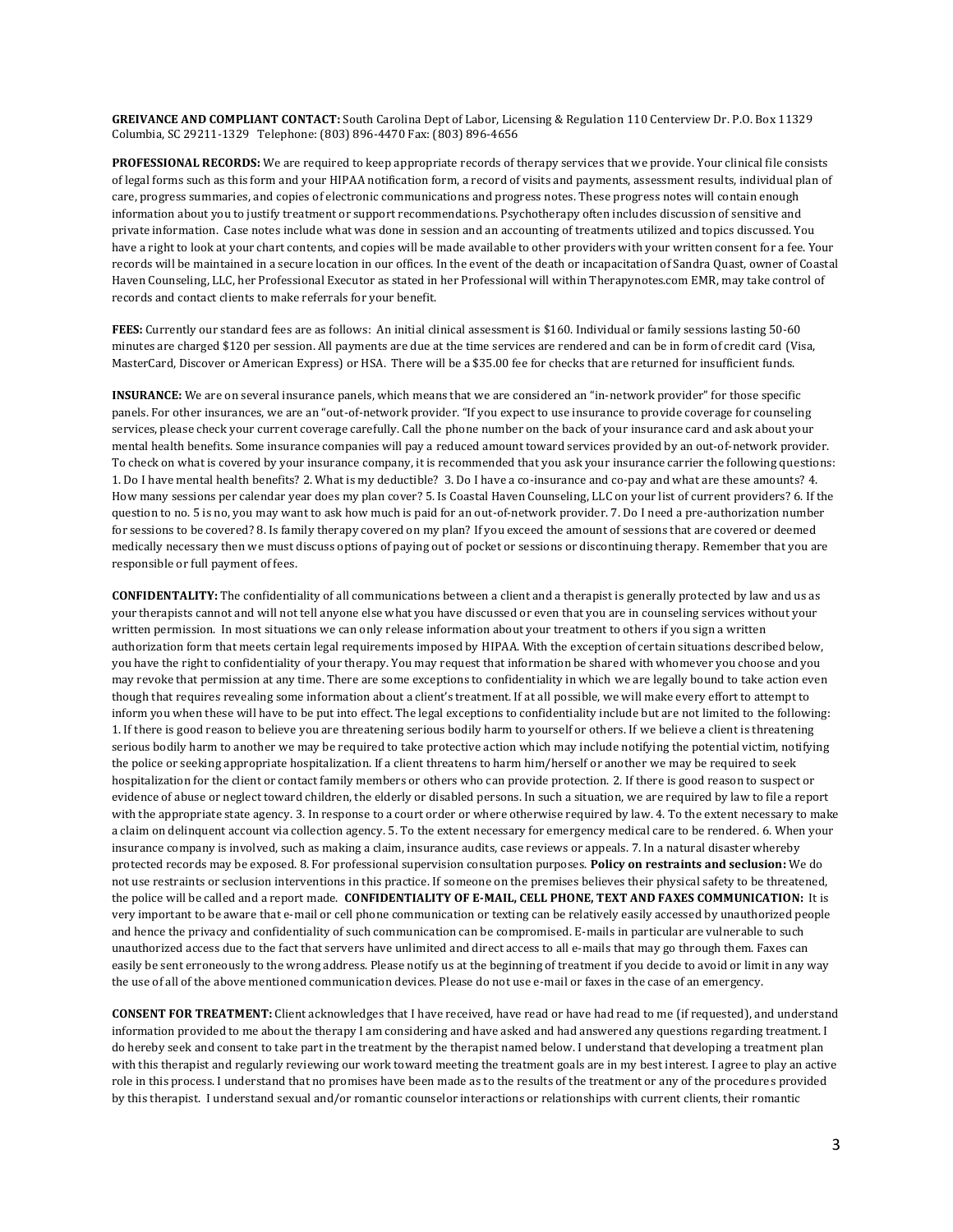**GREIVANCE AND COMPLIANT CONTACT:** South Carolina Dept of Labor, Licensing & Regulation 110 Centerview Dr. P.O. Box 11329 Columbia, SC 29211-1329 Telephone: (803) 896-4470 Fax: (803) 896-4656

**PROFESSIONAL RECORDS:** We are required to keep appropriate records of therapy services that we provide. Your clinical file consists of legal forms such as this form and your HIPAA notification form, a record of visits and payments, assessment results, individual plan of care, progress summaries, and copies of electronic communications and progress notes. These progress notes will contain enough information about you to justify treatment or support recommendations. Psychotherapy often includes discussion of sensitive and private information. Case notes include what was done in session and an accounting of treatments utilized and topics discussed. You have a right to look at your chart contents, and copies will be made available to other providers with your written consent for a fee. Your records will be maintained in a secure location in our offices. In the event of the death or incapacitation of Sandra Quast, owner of Coastal Haven Counseling, LLC, her Professional Executor as stated in her Professional will within Therapynotes.com EMR, may take control of records and contact clients to make referrals for your benefit.

**FEES:** Currently our standard fees are as follows: An initial clinical assessment is $160. Individual or family sessions lasting 50-60 minutes are charged $120 per session. All payments are due at the time services are rendered and can be in form of credit card (Visa, MasterCard, Discover or American Express) or HSA. There will be a $35.00 fee for checks that are returned for insufficient funds.

**INSURANCE:** We are on several insurance panels, which means that we are considered an "in-network provider" for those specific panels. For other insurances, we are an "out-of-network provider. "If you expect to use insurance to provide coverage for counseling services, please check your current coverage carefully. Call the phone number on the back of your insurance card and ask about your mental health benefits. Some insurance companies will pay a reduced amount toward services provided by an out-of-network provider. To check on what is covered by your insurance company, it is recommended that you ask your insurance carrier the following questions: 1. Do I have mental health benefits? 2. What is my deductible? 3. Do I have a co-insurance and co-pay and what are these amounts? 4. How many sessions per calendar year does my plan cover? 5. Is Coastal Haven Counseling, LLC on your list of current providers? 6. If the question to no. 5 is no, you may want to ask how much is paid for an out-of-network provider. 7. Do I need a pre-authorization number for sessions to be covered? 8. Is family therapy covered on my plan? If you exceed the amount of sessions that are covered or deemed medically necessary then we must discuss options of paying out of pocket or sessions or discontinuing therapy. Remember that you are responsible or full payment of fees.

**CONFIDENTALITY:** The confidentiality of all communications between a client and a therapist is generally protected by law and us as your therapists cannot and will not tell anyone else what you have discussed or even that you are in counseling services without your written permission. In most situations we can only release information about your treatment to others if you sign a written authorization form that meets certain legal requirements imposed by HIPAA. With the exception of certain situations described below, you have the right to confidentiality of your therapy. You may request that information be shared with whomever you choose and you may revoke that permission at any time. There are some exceptions to confidentiality in which we are legally bound to take action even though that requires revealing some information about a client's treatment. If at all possible, we will make every effort to attempt to inform you when these will have to be put into effect. The legal exceptions to confidentiality include but are not limited to the following: 1. If there is good reason to believe you are threatening serious bodily harm to yourself or others. If we believe a client is threatening serious bodily harm to another we may be required to take protective action which may include notifying the potential victim, notifying the police or seeking appropriate hospitalization. If a client threatens to harm him/herself or another we may be required to seek hospitalization for the client or contact family members or others who can provide protection. 2. If there is good reason to suspect or evidence of abuse or neglect toward children, the elderly or disabled persons. In such a situation, we are required by law to file a report with the appropriate state agency. 3. In response to a court order or where otherwise required by law. 4. To the extent necessary to make a claim on delinquent account via collection agency. 5. To the extent necessary for emergency medical care to be rendered. 6. When your insurance company is involved, such as making a claim, insurance audits, case reviews or appeals. 7. In a natural disaster whereby protected records may be exposed. 8. For professional supervision consultation purposes. **Policy on restraints and seclusion:** We do not use restraints or seclusion interventions in this practice. If someone on the premises believes their physical safety to be threatened, the police will be called and a report made. **CONFIDENTIALITY OF E-MAIL, CELL PHONE, TEXT AND FAXES COMMUNICATION:** It is very important to be aware that e-mail or cell phone communication or texting can be relatively easily accessed by unauthorized people and hence the privacy and confidentiality of such communication can be compromised. E-mails in particular are vulnerable to such unauthorized access due to the fact that servers have unlimited and direct access to all e-mails that may go through them. Faxes can easily be sent erroneously to the wrong address. Please notify us at the beginning of treatment if you decide to avoid or limit in any way the use of all of the above mentioned communication devices. Please do not use e-mail or faxes in the case of an emergency.

**CONSENT FOR TREATMENT:** Client acknowledges that I have received, have read or have had read to me (if requested), and understand information provided to me about the therapy I am considering and have asked and had answered any questions regarding treatment. I do hereby seek and consent to take part in the treatment by the therapist named below. I understand that developing a treatment plan with this therapist and regularly reviewing our work toward meeting the treatment goals are in my best interest. I agree to play an active role in this process. I understand that no promises have been made as to the results of the treatment or any of the procedures provided by this therapist. I understand sexual and/or romantic counselor interactions or relationships with current clients, their romantic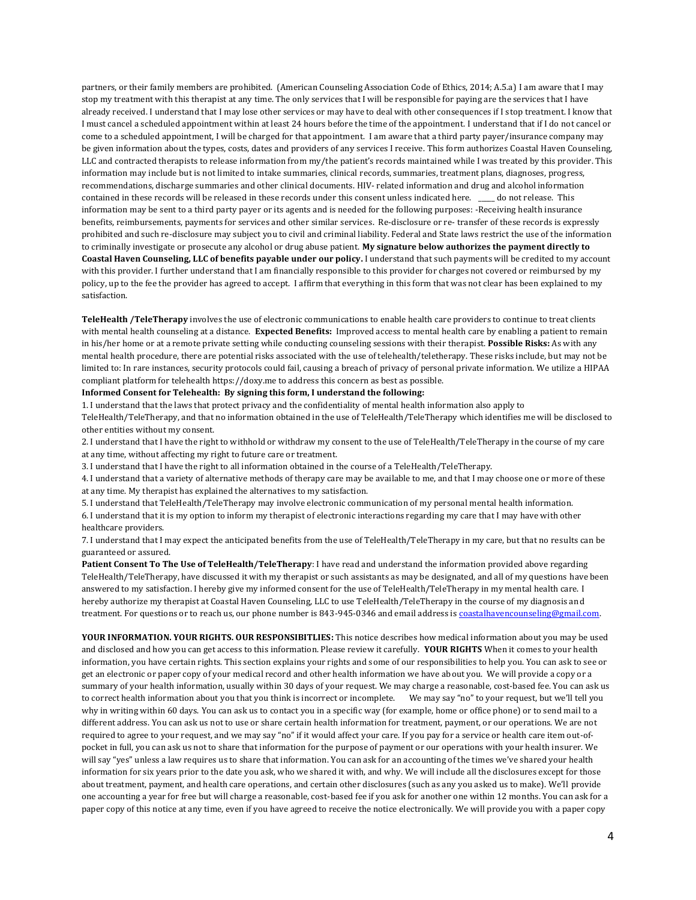partners, or their family members are prohibited. (American Counseling Association Code of Ethics, 2014; A.5.a) I am aware that I may stop my treatment with this therapist at any time. The only services that I will be responsible for paying are the services that I have already received. I understand that I may lose other services or may have to deal with other consequences if I stop treatment. I know that I must cancel a scheduled appointment within at least 24 hours before the time of the appointment. I understand that if I do not cancel or come to a scheduled appointment, I will be charged for that appointment. I am aware that a third party payer/insurance company may be given information about the types, costs, dates and providers of any services I receive. This form authorizes Coastal Haven Counseling, LLC and contracted therapists to release information from my/the patient's records maintained while I was treated by this provider. This information may include but is not limited to intake summaries, clinical records, summaries, treatment plans, diagnoses, progress, recommendations, discharge summaries and other clinical documents. HIV- related information and drug and alcohol information contained in these records will be released in these records under this consent unless indicated here. _____ do not release. This information may be sent to a third party payer or its agents and is needed for the following purposes: -Receiving health insurance benefits, reimbursements, payments for services and other similar services. Re-disclosure or re- transfer of these records is expressly prohibited and such re-disclosure may subject you to civil and criminal liability. Federal and State laws restrict the use of the information to criminally investigate or prosecute any alcohol or drug abuse patient. **My signature below authorizes the payment directly to Coastal Haven Counseling, LLC of benefits payable under our policy.** I understand that such payments will be credited to my account with this provider. I further understand that I am financially responsible to this provider for charges not covered or reimbursed by my policy, up to the fee the provider has agreed to accept. I affirm that everything in this form that was not clear has been explained to my satisfaction.

**TeleHealth /TeleTherapy** involves the use of electronic communications to enable health care providers to continue to treat clients with mental health counseling at a distance. **Expected Benefits:** Improved access to mental health care by enabling a patient to remain in his/her home or at a remote private setting while conducting counseling sessions with their therapist. **Possible Risks:** As with any mental health procedure, there are potential risks associated with the use of telehealth/teletherapy. These risks include, but may not be limited to: In rare instances, security protocols could fail, causing a breach of privacy of personal private information. We utilize a HIPAA compliant platform for telehealth https://doxy.me to address this concern as best as possible.

**Informed Consent for Telehealth: By signing this form, I understand the following:**

1. I understand that the laws that protect privacy and the confidentiality of mental health information also apply to TeleHealth/TeleTherapy, and that no information obtained in the use of TeleHealth/TeleTherapy which identifies me will be disclosed to other entities without my consent.
2. I understand that I have the right to withhold or withdraw my consent to the use of TeleHealth/TeleTherapy in the course of my care at any time, without affecting my right to future care or treatment.
3. I understand that I have the right to all information obtained in the course of a TeleHealth/TeleTherapy.
4. I understand that a variety of alternative methods of therapy care may be available to me, and that I may choose one or more of these at any time. My therapist has explained the alternatives to my satisfaction.
5. I understand that TeleHealth/TeleTherapy may involve electronic communication of my personal mental health information.
6. I understand that it is my option to inform my therapist of electronic interactions regarding my care that I may have with other healthcare providers.
7. I understand that I may expect the anticipated benefits from the use of TeleHealth/TeleTherapy in my care, but that no results can be guaranteed or assured.

**Patient Consent To The Use of TeleHealth/TeleTherapy**: I have read and understand the information provided above regarding TeleHealth/TeleTherapy, have discussed it with my therapist or such assistants as may be designated, and all of my questions have been answered to my satisfaction. I hereby give my informed consent for the use of TeleHealth/TeleTherapy in my mental health care. I hereby authorize my therapist at Coastal Haven Counseling, LLC to use TeleHealth/TeleTherapy in the course of my diagnosis and treatment. For questions or to reach us, our phone number is 843-945-0346 and email address is coastalhavencounseling@gmail.com.

**YOUR INFORMATION. YOUR RIGHTS. OUR RESPONSIBITLIES:** This notice describes how medical information about you may be used and disclosed and how you can get access to this information. Please review it carefully. **YOUR RIGHTS** When it comes to your health information, you have certain rights. This section explains your rights and some of our responsibilities to help you. You can ask to see or get an electronic or paper copy of your medical record and other health information we have about you. We will provide a copy or a summary of your health information, usually within 30 days of your request. We may charge a reasonable, cost-based fee. You can ask us to correct health information about you that you think is incorrect or incomplete. We may say "no" to your request, but we'll tell you why in writing within 60 days. You can ask us to contact you in a specific way (for example, home or office phone) or to send mail to a different address. You can ask us not to use or share certain health information for treatment, payment, or our operations. We are not required to agree to your request, and we may say "no" if it would affect your care. If you pay for a service or health care item out-of-pocket in full, you can ask us not to share that information for the purpose of payment or our operations with your health insurer. We will say "yes" unless a law requires us to share that information. You can ask for an accounting of the times we've shared your health information for six years prior to the date you ask, who we shared it with, and why. We will include all the disclosures except for those about treatment, payment, and health care operations, and certain other disclosures (such as any you asked us to make). We'll provide one accounting a year for free but will charge a reasonable, cost-based fee if you ask for another one within 12 months. You can ask for a paper copy of this notice at any time, even if you have agreed to receive the notice electronically. We will provide you with a paper copy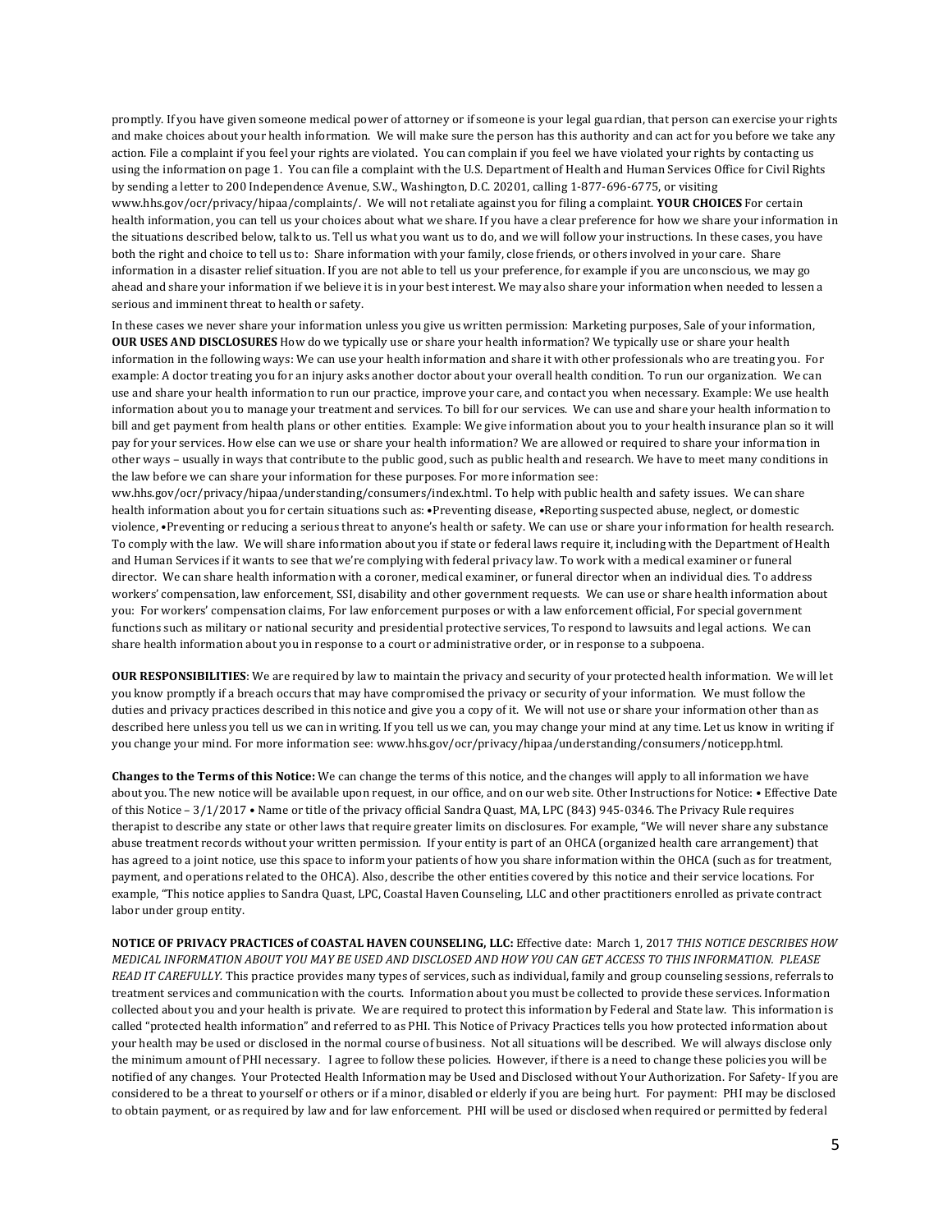promptly. If you have given someone medical power of attorney or if someone is your legal guardian, that person can exercise your rights and make choices about your health information. We will make sure the person has this authority and can act for you before we take any action. File a complaint if you feel your rights are violated. You can complain if you feel we have violated your rights by contacting us using the information on page 1. You can file a complaint with the U.S. Department of Health and Human Services Office for Civil Rights by sending a letter to 200 Independence Avenue, S.W., Washington, D.C. 20201, calling 1-877-696-6775, or visiting www.hhs.gov/ocr/privacy/hipaa/complaints/. We will not retaliate against you for filing a complaint. **YOUR CHOICES** For certain health information, you can tell us your choices about what we share. If you have a clear preference for how we share your information in the situations described below, talk to us. Tell us what you want us to do, and we will follow your instructions. In these cases, you have both the right and choice to tell us to: Share information with your family, close friends, or others involved in your care. Share information in a disaster relief situation. If you are not able to tell us your preference, for example if you are unconscious, we may go ahead and share your information if we believe it is in your best interest. We may also share your information when needed to lessen a serious and imminent threat to health or safety.

In these cases we never share your information unless you give us written permission: Marketing purposes, Sale of your information, **OUR USES AND DISCLOSURES** How do we typically use or share your health information? We typically use or share your health information in the following ways: We can use your health information and share it with other professionals who are treating you. For example: A doctor treating you for an injury asks another doctor about your overall health condition. To run our organization. We can use and share your health information to run our practice, improve your care, and contact you when necessary. Example: We use health information about you to manage your treatment and services. To bill for our services. We can use and share your health information to bill and get payment from health plans or other entities. Example: We give information about you to your health insurance plan so it will pay for your services. How else can we use or share your health information? We are allowed or required to share your information in other ways – usually in ways that contribute to the public good, such as public health and research. We have to meet many conditions in the law before we can share your information for these purposes. For more information see: ww.hhs.gov/ocr/privacy/hipaa/understanding/consumers/index.html. To help with public health and safety issues. We can share health information about you for certain situations such as: •Preventing disease, •Reporting suspected abuse, neglect, or domestic violence, •Preventing or reducing a serious threat to anyone's health or safety. We can use or share your information for health research. To comply with the law. We will share information about you if state or federal laws require it, including with the Department of Health and Human Services if it wants to see that we're complying with federal privacy law. To work with a medical examiner or funeral director. We can share health information with a coroner, medical examiner, or funeral director when an individual dies. To address workers' compensation, law enforcement, SSI, disability and other government requests. We can use or share health information about you: For workers' compensation claims, For law enforcement purposes or with a law enforcement official, For special government functions such as military or national security and presidential protective services, To respond to lawsuits and legal actions. We can share health information about you in response to a court or administrative order, or in response to a subpoena.

**OUR RESPONSIBILITIES**: We are required by law to maintain the privacy and security of your protected health information. We will let you know promptly if a breach occurs that may have compromised the privacy or security of your information. We must follow the duties and privacy practices described in this notice and give you a copy of it. We will not use or share your information other than as described here unless you tell us we can in writing. If you tell us we can, you may change your mind at any time. Let us know in writing if you change your mind. For more information see: www.hhs.gov/ocr/privacy/hipaa/understanding/consumers/noticepp.html.

**Changes to the Terms of this Notice:** We can change the terms of this notice, and the changes will apply to all information we have about you. The new notice will be available upon request, in our office, and on our web site. Other Instructions for Notice: • Effective Date of this Notice – 3/1/2017 • Name or title of the privacy official Sandra Quast, MA, LPC (843) 945-0346. The Privacy Rule requires therapist to describe any state or other laws that require greater limits on disclosures. For example, "We will never share any substance abuse treatment records without your written permission. If your entity is part of an OHCA (organized health care arrangement) that has agreed to a joint notice, use this space to inform your patients of how you share information within the OHCA (such as for treatment, payment, and operations related to the OHCA). Also, describe the other entities covered by this notice and their service locations. For example, "This notice applies to Sandra Quast, LPC, Coastal Haven Counseling, LLC and other practitioners enrolled as private contract labor under group entity.

**NOTICE OF PRIVACY PRACTICES of COASTAL HAVEN COUNSELING, LLC:** Effective date: March 1, 2017 *THIS NOTICE DESCRIBES HOW MEDICAL INFORMATION ABOUT YOU MAY BE USED AND DISCLOSED AND HOW YOU CAN GET ACCESS TO THIS INFORMATION. PLEASE READ IT CAREFULLY.* This practice provides many types of services, such as individual, family and group counseling sessions, referrals to treatment services and communication with the courts. Information about you must be collected to provide these services. Information collected about you and your health is private. We are required to protect this information by Federal and State law. This information is called "protected health information" and referred to as PHI. This Notice of Privacy Practices tells you how protected information about your health may be used or disclosed in the normal course of business. Not all situations will be described. We will always disclose only the minimum amount of PHI necessary. I agree to follow these policies. However, if there is a need to change these policies you will be notified of any changes. Your Protected Health Information may be Used and Disclosed without Your Authorization. For Safety- If you are considered to be a threat to yourself or others or if a minor, disabled or elderly if you are being hurt. For payment: PHI may be disclosed to obtain payment, or as required by law and for law enforcement. PHI will be used or disclosed when required or permitted by federal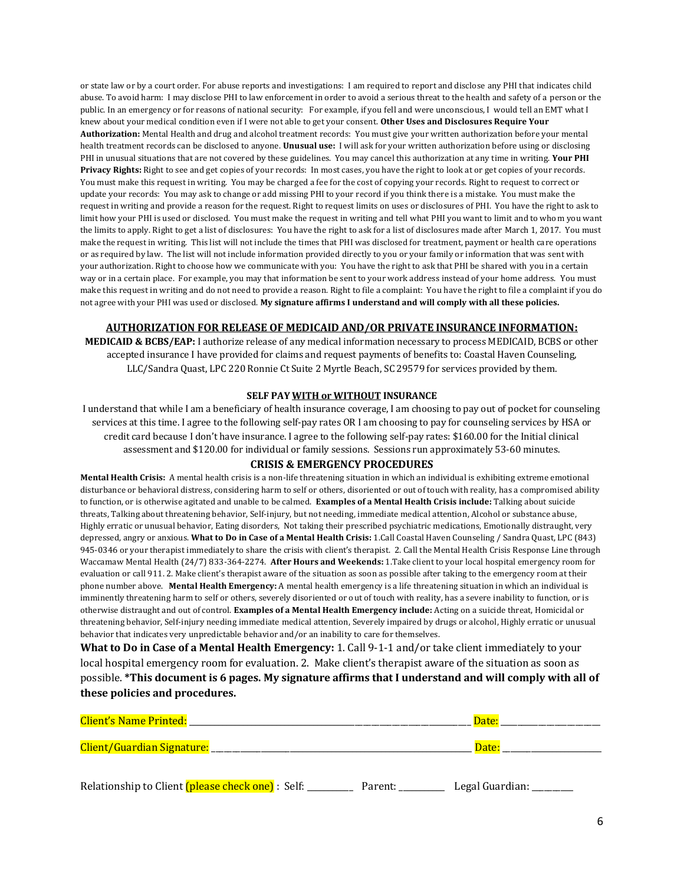or state law or by a court order. For abuse reports and investigations: I am required to report and disclose any PHI that indicates child abuse. To avoid harm: I may disclose PHI to law enforcement in order to avoid a serious threat to the health and safety of a person or the public. In an emergency or for reasons of national security: For example, if you fell and were unconscious, I would tell an EMT what I knew about your medical condition even if I were not able to get your consent. **Other Uses and Disclosures Require Your Authorization:** Mental Health and drug and alcohol treatment records: You must give your written authorization before your mental health treatment records can be disclosed to anyone. **Unusual use:** I will ask for your written authorization before using or disclosing PHI in unusual situations that are not covered by these guidelines. You may cancel this authorization at any time in writing. **Your PHI Privacy Rights:** Right to see and get copies of your records: In most cases, you have the right to look at or get copies of your records. You must make this request in writing. You may be charged a fee for the cost of copying your records. Right to request to correct or update your records: You may ask to change or add missing PHI to your record if you think there is a mistake. You must make the request in writing and provide a reason for the request. Right to request limits on uses or disclosures of PHI. You have the right to ask to limit how your PHI is used or disclosed. You must make the request in writing and tell what PHI you want to limit and to whom you want the limits to apply. Right to get a list of disclosures: You have the right to ask for a list of disclosures made after March 1, 2017. You must make the request in writing. This list will not include the times that PHI was disclosed for treatment, payment or health care operations or as required by law. The list will not include information provided directly to you or your family or information that was sent with your authorization. Right to choose how we communicate with you: You have the right to ask that PHI be shared with you in a certain way or in a certain place. For example, you may that information be sent to your work address instead of your home address. You must make this request in writing and do not need to provide a reason. Right to file a complaint: You have the right to file a complaint if you do not agree with your PHI was used or disclosed. **My signature affirms I understand and will comply with all these policies.**

## AUTHORIZATION FOR RELEASE OF MEDICAID AND/OR PRIVATE INSURANCE INFORMATION:

**MEDICAID & BCBS/EAP:** I authorize release of any medical information necessary to process MEDICAID, BCBS or other accepted insurance I have provided for claims and request payments of benefits to: Coastal Haven Counseling, LLC/Sandra Quast, LPC 220 Ronnie Ct Suite 2 Myrtle Beach, SC 29579 for services provided by them.

### SELF PAY WITH or WITHOUT INSURANCE

I understand that while I am a beneficiary of health insurance coverage, I am choosing to pay out of pocket for counseling services at this time. I agree to the following self-pay rates OR I am choosing to pay for counseling services by HSA or credit card because I don't have insurance. I agree to the following self-pay rates: $160.00 for the Initial clinical assessment and $120.00 for individual or family sessions. Sessions run approximately 53-60 minutes.

### CRISIS & EMERGENCY PROCEDURES

**Mental Health Crisis:** A mental health crisis is a non-life threatening situation in which an individual is exhibiting extreme emotional disturbance or behavioral distress, considering harm to self or others, disoriented or out of touch with reality, has a compromised ability to function, or is otherwise agitated and unable to be calmed. **Examples of a Mental Health Crisis include:** Talking about suicide threats, Talking about threatening behavior, Self-injury, but not needing, immediate medical attention, Alcohol or substance abuse, Highly erratic or unusual behavior, Eating disorders, Not taking their prescribed psychiatric medications, Emotionally distraught, very depressed, angry or anxious. **What to Do in Case of a Mental Health Crisis:** 1.Call Coastal Haven Counseling / Sandra Quast, LPC (843) 945-0346 or your therapist immediately to share the crisis with client's therapist. 2. Call the Mental Health Crisis Response Line through Waccamaw Mental Health (24/7) 833-364-2274. **After Hours and Weekends:** 1.Take client to your local hospital emergency room for evaluation or call 911. 2. Make client's therapist aware of the situation as soon as possible after taking to the emergency room at their phone number above. **Mental Health Emergency:** A mental health emergency is a life threatening situation in which an individual is imminently threatening harm to self or others, severely disoriented or out of touch with reality, has a severe inability to function, or is otherwise distraught and out of control. **Examples of a Mental Health Emergency include:** Acting on a suicide threat, Homicidal or threatening behavior, Self-injury needing immediate medical attention, Severely impaired by drugs or alcohol, Highly erratic or unusual behavior that indicates very unpredictable behavior and/or an inability to care for themselves.

**What to Do in Case of a Mental Health Emergency:** 1. Call 9-1-1 and/or take client immediately to your local hospital emergency room for evaluation. 2. Make client's therapist aware of the situation as soon as possible. ***This document is 6 pages. My signature affirms that I understand and will comply with all of these policies and procedures.**

Client's Name Printed: ________________________________________ Date: ______________

Client/Guardian Signature: ____________________________________ Date: ______________

Relationship to Client (please check one) : Self: _________ Parent: _________ Legal Guardian: ________